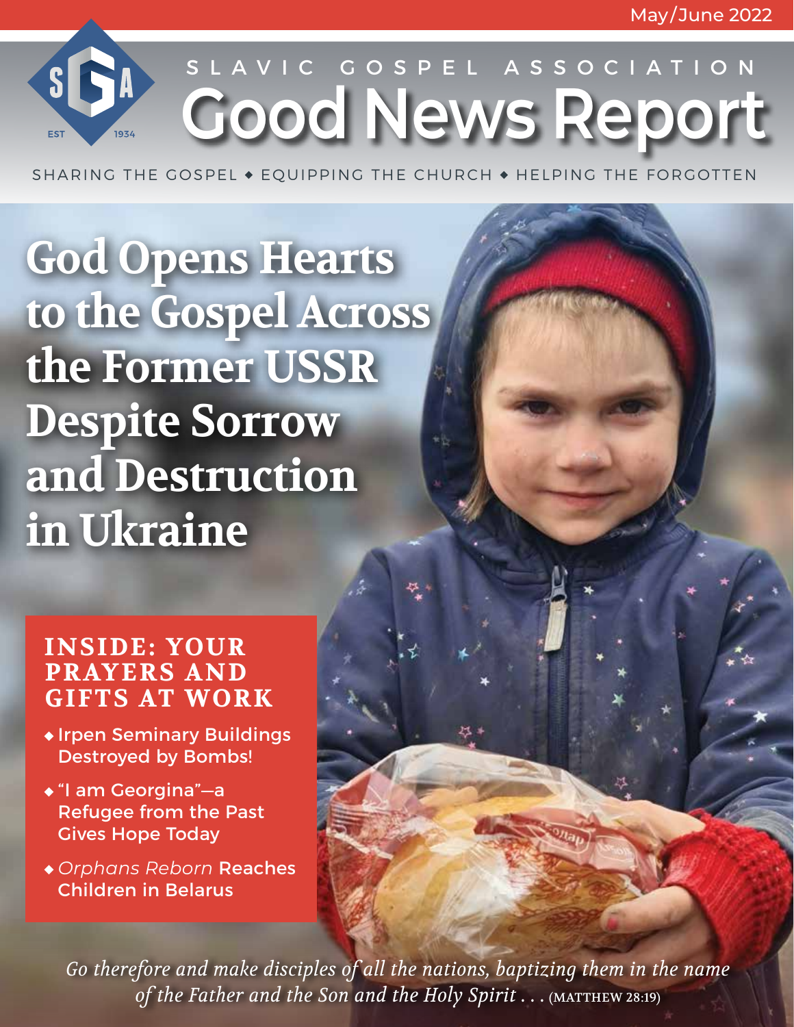May/June 2022

SLAVIC GOSPEL ASSOCIATION

# Good News Report

SHARING THE GOSPEL ◆ EQUIPPING THE CHURCH ◆ HELPING THE FORGOTTEN

## God Opens Hearts to the Gospel Across the Former USSR Despite Sorrow and Destruction in Ukraine

### INSIDE: YOUR PRAYERS AND GIFTS AT WORK

- Irpen Seminary Buildings Destroyed by Bombs!
- "I am Georgina"—a Refugee from the Past Gives Hope Today
- *Orphans Reborn* Reaches Children in Belarus

*Go therefore and make disciples of all the nations, baptizing them in the name of the Father and the Son and the Holy Spirit . . .* (MATTHEW 28:19)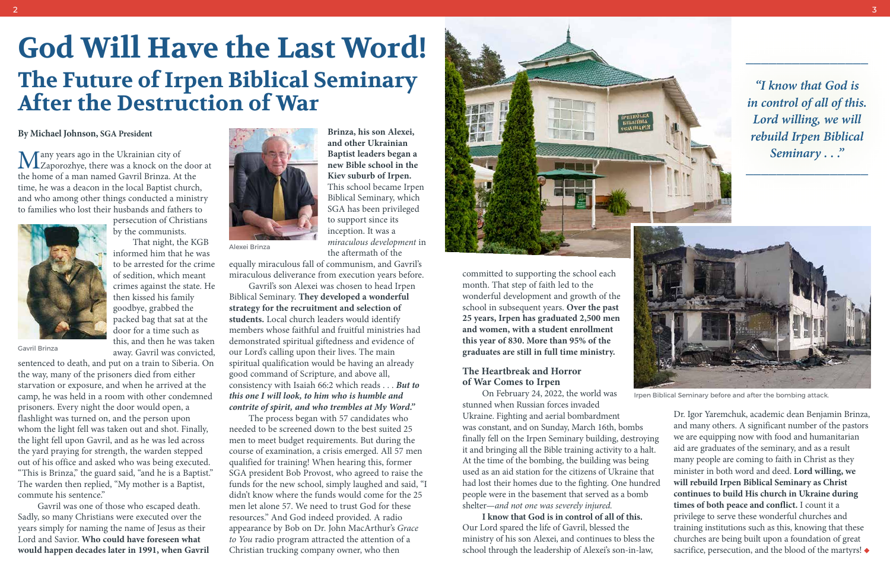# God Will Have the Last Word!

## The Future of Irpen Biblical Seminary After the Destruction of War

**By Michael Johnson, SGA President**

Many years ago in the Ukrainian city of Zaporozhye, there was a knock on the door at the home of a man named Gavril Brinza. At the time, he was a deacon in the local Baptist church, and who among other things conducted a ministry to families who lost their husbands and fathers to persecution of Christians by the communists.

Gavril Brinza

That night, the KGB informed him that he was to be arrested for the crime of sedition, which meant crimes against the state. He then kissed his family goodbye, grabbed the packed bag that sat at the door for a time such as this, and then he was taken away. Gavril was convicted, sentenced to death, and put on a train to Siberia. On the way, many of the prisoners died from either starvation or exposure, and when he arrived at the camp, he was held in a room with other condemned prisoners. Every night the door would open, a flashlight was turned on, and the person upon whom the light fell was taken out and shot. Finally, the light fell upon Gavril, and as he was led across the yard praying for strength, the warden then stepped out of his office and asked who was being executed. "This is Brinza," the guard said, "and he is a Baptist." The warden then replied, "My mother is a Baptist, commute his sentence."

Gavril was one of those who escaped death. Sadly, so many Christians were executed over the years simply for naming the name of Jesus as their Lord and Savior. **Who could have foreseen what would happen decades later in 1991, when Gavril Brinza, his son Alexei, and other Ukrainian Baptist leaders began a new Bible school in the Kiev suburb of Irpen.** This school became Irpen Biblical Seminary, which SGA has been privileged to support since its inception. It was a *miraculous development* in the aftermath of the equally miraculous fall of communism, and Gavril's miraculous deliverance from execution years before.

Alexei Brinza

Gavril's son Alexei was chosen to head Irpen Biblical Seminary. **They developed a wonderful strategy for the recruitment and selection of students.** Local church leaders would identify members whose faithful and fruitful ministries had demonstrated spiritual giftedness and evidence of our Lord's calling upon their lives. The main spiritual qualification would be having an already good command of Scripture, and above all, consistency with Isaiah 66:2 which reads . . . ***But to this one I will look, to him who is humble and contrite of spirit, and who trembles at My Word."***

The process began with 57 candidates who needed to be screened down to the best suited 25 men to meet budget requirements. But during the course of examination, a crisis emerged. All 57 men qualified for training! When hearing this, former SGA president Bob Provost, who agreed to raise the funds for the new school, simply laughed and said, "I didn't know where the funds would come for the 25 men let alone 57. We need to trust God for these resources." And God indeed provided. A radio appearance by Bob on Dr. John MacArthur's *Grace to You* radio program attracted the attention of a Christian trucking company owner, who then committed to supporting the school each month. That step of faith led to the wonderful development and growth of the school in subsequent years. **Over the past 25 years, Irpen has graduated 2,500 men and women, with a student enrollment this year of 830. More than 95% of the graduates are still in full time ministry.**

*"I know that God is in control of all of this. Lord willing, we will rebuild Irpen Biblical Seminary . . ."*

Irpen Biblical Seminary before and after the bombing attack.

### The Heartbreak and Horror of War Comes to Irpen

On February 24, 2022, the world was stunned when Russian forces invaded Ukraine. Fighting and aerial bombardment was constant, and on Sunday, March 16th, bombs finally fell on the Irpen Seminary building, destroying it and bringing all the Bible training activity to a halt. At the time of the bombing, the building was being used as an aid station for the citizens of Ukraine that had lost their homes due to the fighting. One hundred people were in the basement that served as a bomb shelter—*and not one was severely injured.*

**I know that God is in control of all of this.** Our Lord spared the life of Gavril, blessed the ministry of his son Alexei, and continues to bless the school through the leadership of Alexei's son-in-law, Dr. Igor Yaremchuk, academic dean Benjamin Brinza, and many others. A significant number of the pastors we are equipping now with food and humanitarian aid are graduates of the seminary, and as a result many people are coming to faith in Christ as they minister in both word and deed. **Lord willing, we will rebuild Irpen Biblical Seminary as Christ continues to build His church in Ukraine during times of both peace and conflict.** I count it a privilege to serve these wonderful churches and training institutions such as this, knowing that these churches are being built upon a foundation of great sacrifice, persecution, and the blood of the martyrs! ◆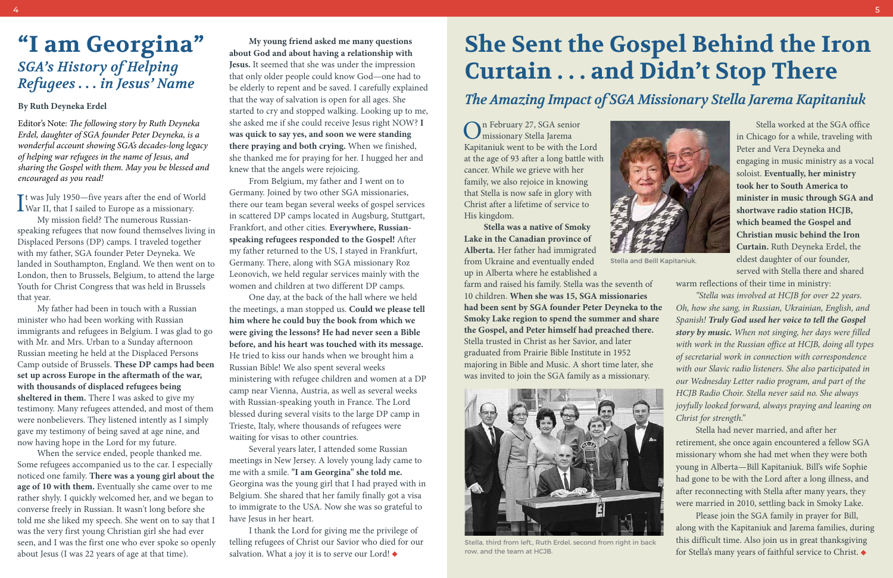# "I am Georgina"

## *SGA's History of Helping Refugees . . . in Jesus' Name*

**By Ruth Deyneka Erdel**

Editor's Note: *The following story by Ruth Deyneka Erdel, daughter of SGA founder Peter Deyneka, is a wonderful account showing SGA's decades-long legacy of helping war refugees in the name of Jesus, and sharing the Gospel with them. May you be blessed and encouraged as you read!*

It was July 1950—five years after the end of World War II, that I sailed to Europe as a missionary.

My mission field? The numerous Russian-speaking refugees that now found themselves living in Displaced Persons (DP) camps. I traveled together with my father, SGA founder Peter Deyneka. We landed in Southampton, England. We then went on to London, then to Brussels, Belgium, to attend the large Youth for Christ Congress that was held in Brussels that year.

My father had been in touch with a Russian minister who had been working with Russian immigrants and refugees in Belgium. I was glad to go with Mr. and Mrs. Urban to a Sunday afternoon Russian meeting he held at the Displaced Persons Camp outside of Brussels. **These DP camps had been set up across Europe in the aftermath of the war, with thousands of displaced refugees being sheltered in them.** There I was asked to give my testimony. Many refugees attended, and most of them were nonbelievers. They listened intently as I simply gave my testimony of being saved at age nine, and now having hope in the Lord for my future.

When the service ended, people thanked me. Some refugees accompanied us to the car. I especially noticed one family. **There was a young girl about the age of 10 with them.** Eventually she came over to me rather shyly. I quickly welcomed her, and we began to converse freely in Russian. It wasn't long before she told me she liked my speech. She went on to say that I was the very first young Christian girl she had ever seen, and I was the first one who ever spoke so openly about Jesus (I was 22 years of age at that time).

**My young friend asked me many questions about God and about having a relationship with Jesus.** It seemed that she was under the impression that only older people could know God—one had to be elderly to repent and be saved. I carefully explained that the way of salvation is open for all ages. She started to cry and stopped walking. Looking up to me, she asked me if she could receive Jesus right NOW? **I was quick to say yes, and soon we were standing there praying and both crying.** When we finished, she thanked me for praying for her. I hugged her and knew that the angels were rejoicing.

From Belgium, my father and I went on to Germany. Joined by two other SGA missionaries, there our team began several weeks of gospel services in scattered DP camps located in Augsburg, Stuttgart, Frankfort, and other cities. **Everywhere, Russian-speaking refugees responded to the Gospel!** After my father returned to the US, I stayed in Frankfurt, Germany. There, along with SGA missionary Roz Leonovich, we held regular services mainly with the women and children at two different DP camps.

One day, at the back of the hall where we held the meetings, a man stopped us. **Could we please tell him where he could buy the book from which we were giving the lessons? He had never seen a Bible before, and his heart was touched with its message.** He tried to kiss our hands when we brought him a Russian Bible! We also spent several weeks ministering with refugee children and women at a DP camp near Vienna, Austria, as well as several weeks with Russian-speaking youth in France. The Lord blessed during several visits to the large DP camp in Trieste, Italy, where thousands of refugees were waiting for visas to other countries.

Several years later, I attended some Russian meetings in New Jersey. A lovely young lady came to me with a smile. **"I am Georgina" she told me.** Georgina was the young girl that I had prayed with in Belgium. She shared that her family finally got a visa to immigrate to the USA. Now she was so grateful to have Jesus in her heart.

I thank the Lord for giving me the privilege of telling refugees of Christ our Savior who died for our salvation. What a joy it is to serve our Lord! ◆

# She Sent the Gospel Behind the Iron Curtain . . . and Didn't Stop There

## *The Amazing Impact of SGA Missionary Stella Jarema Kapitaniuk*

On February 27, SGA senior missionary Stella Jarema Kapitaniuk went to be with the Lord at the age of 93 after a long battle with cancer. While we grieve with her family, we also rejoice in knowing that Stella is now safe in glory with Christ after a lifetime of service to His kingdom.

**Stella was a native of Smoky Lake in the Canadian province of Alberta.** Her father had immigrated from Ukraine and eventually ended up in Alberta where he established a farm and raised his family. Stella was the seventh of 10 children. **When she was 15, SGA missionaries had been sent by SGA founder Peter Deyneka to the Smoky Lake region to spend the summer and share the Gospel, and Peter himself had preached there.** Stella trusted in Christ as her Savior, and later graduated from Prairie Bible Institute in 1952 majoring in Bible and Music. A short time later, she was invited to join the SGA family as a missionary.

Stella and Beill Kapitaniuk.

Stella, third from left, Ruth Erdel, second from right in back row, and the team at HCJB.

Stella worked at the SGA office in Chicago for a while, traveling with Peter and Vera Deyneka and engaging in music ministry as a vocal soloist. **Eventually, her ministry took her to South America to minister in music through SGA and shortwave radio station HCJB, which beamed the Gospel and Christian music behind the Iron Curtain.** Ruth Deyneka Erdel, the eldest daughter of our founder, served with Stella there and shared warm reflections of their time in ministry:

*"Stella was involved at HCJB for over 22 years. Oh, how she sang, in Russian, Ukrainian, English, and Spanish! **Truly God used her voice to tell the Gospel story by music.** When not singing, her days were filled with work in the Russian office at HCJB, doing all types of secretarial work in connection with correspondence with our Slavic radio listeners. She also participated in our Wednesday Letter radio program, and part of the HCJB Radio Choir. Stella never said no. She always joyfully looked forward, always praying and leaning on Christ for strength."*

Stella had never married, and after her retirement, she once again encountered a fellow SGA missionary whom she had met when they were both young in Alberta—Bill Kapitaniuk. Bill's wife Sophie had gone to be with the Lord after a long illness, and after reconnecting with Stella after many years, they were married in 2010, settling back in Smoky Lake.

Please join the SGA family in prayer for Bill, along with the Kapitaniuk and Jarema families, during this difficult time. Also join us in great thanksgiving for Stella's many years of faithful service to Christ. ◆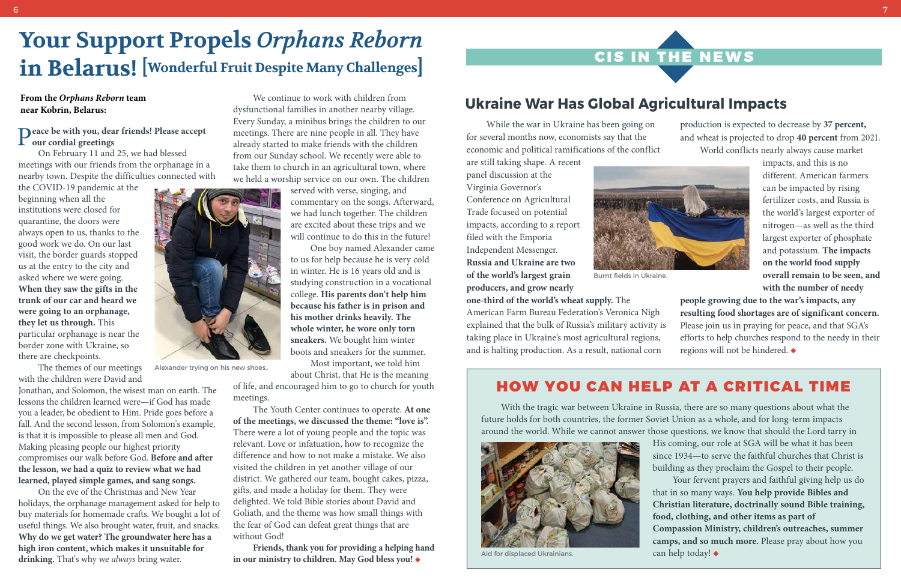# Your Support Propels *Orphans Reborn* in Belarus! [Wonderful Fruit Despite Many Challenges]

**From the *Orphans Reborn* team near Kobrin, Belarus:**

**Peace be with you, dear friends! Please accept our cordial greetings**

On February 11 and 25, we had blessed meetings with our friends from the orphanage in a nearby town. Despite the difficulties connected with the COVID-19 pandemic at the beginning when all the institutions were closed for quarantine, the doors were always open to us, thanks to the good work we do. On our last visit, the border guards stopped us at the entry to the city and asked where we were going. **When they saw the gifts in the trunk of our car and heard we were going to an orphanage, they let us through.** This particular orphanage is near the border zone with Ukraine, so there are checkpoints.

The themes of our meetings with the children were David and Jonathan, and Solomon, the wisest man on earth. The lessons the children learned were—if God has made you a leader, be obedient to Him. Pride goes before a fall. And the second lesson, from Solomon's example, is that it is impossible to please all men and God. Making pleasing people our highest priority compromises our walk before God. **Before and after the lesson, we had a quiz to review what we had learned, played simple games, and sang songs.**

On the eve of the Christmas and New Year holidays, the orphanage management asked for help to buy materials for homemade crafts. We bought a lot of useful things. We also brought water, fruit, and snacks. **Why do we get water? The groundwater here has a high iron content, which makes it unsuitable for drinking.** That's why we *always* bring water.

We continue to work with children from dysfunctional families in another nearby village. Every Sunday, a minibus brings the children to our meetings. There are nine people in all. They have already started to make friends with the children from our Sunday school. We recently were able to take them to church in an agricultural town, where we held a worship service on our own. The children served with verse, singing, and commentary on the songs. Afterward, we had lunch together. The children are excited about these trips and we will continue to do this in the future!

Alexander trying on his new shoes..

One boy named Alexander came to us for help because he is very cold in winter. He is 16 years old and is studying construction in a vocational college. **His parents don't help him because his father is in prison and his mother drinks heavily. The whole winter, he wore only torn sneakers.** We bought him winter boots and sneakers for the summer.

Most important, we told him about Christ, that He is the meaning of life, and encouraged him to go to church for youth meetings.

The Youth Center continues to operate. **At one of the meetings, we discussed the theme: "love is".** There were a lot of young people and the topic was relevant. Love or infatuation, how to recognize the difference and how not to make a mistake. We also visited the children in yet another village of our district. We gathered our team, bought cakes, pizza, gifts, and made a holiday for them. They were delighted. We told Bible stories about David and Goliath, and the theme was how small things with the fear of God can defeat great things that are without God!

**Friends, thank you for providing a helping hand in our ministry to children. May God bless you!** ◆

# CIS IN THE NEWS

## Ukraine War Has Global Agricultural Impacts

While the war in Ukraine has been going on for several months now, economists say that the economic and political ramifications of the conflict are still taking shape. A recent panel discussion at the Virginia Governor's Conference on Agricultural Trade focused on potential impacts, according to a report filed with the Emporia Independent Messenger. **Russia and Ukraine are two of the world's largest grain producers, and grow nearly one-third of the world's wheat supply.** The American Farm Bureau Federation's Veronica Nigh explained that the bulk of Russia's military activity is taking place in Ukraine's most agricultural regions, and is halting production. As a result, national corn production is expected to decrease by **37 percent,** and wheat is projected to drop **40 percent** from 2021.

Burnt fields in Ukraine.

World conflicts nearly always cause market impacts, and this is no different. American farmers can be impacted by rising fertilizer costs, and Russia is the world's largest exporter of nitrogen—as well as the third largest exporter of phosphate and potassium. **The impacts on the world food supply overall remain to be seen, and with the number of needy people growing due to the war's impacts, any resulting food shortages are of significant concern.** Please join us in praying for peace, and that SGA's efforts to help churches respond to the needy in their regions will not be hindered. ◆

## HOW YOU CAN HELP AT A CRITICAL TIME

With the tragic war between Ukraine in Russia, there are so many questions about what the future holds for both countries, the former Soviet Union as a whole, and for long-term impacts around the world. While we cannot answer those questions, we know that should the Lord tarry in His coming, our role at SGA will be what it has been since 1934—to serve the faithful churches that Christ is building as they proclaim the Gospel to their people.

Aid for displaced Ukrainians.

Your fervent prayers and faithful giving help us do that in so many ways. **You help provide Bibles and Christian literature, doctrinally sound Bible training, food, clothing, and other items as part of Compassion Ministry, children's outreaches, summer camps, and so much more.** Please pray about how you can help today! ◆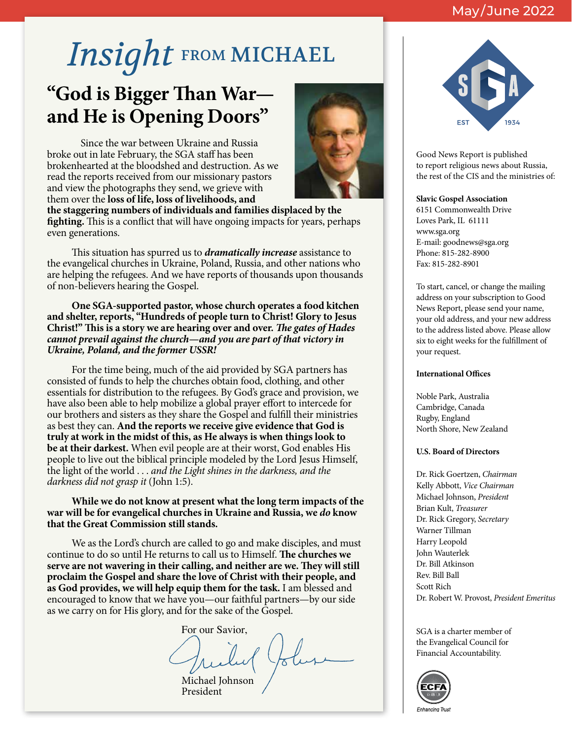# *Insight* FROM MICHAEL

## "God is Bigger Than War—and He is Opening Doors"

Since the war between Ukraine and Russia broke out in late February, the SGA staff has been brokenhearted at the bloodshed and destruction. As we read the reports received from our missionary pastors and view the photographs they send, we grieve with them over the **loss of life, loss of livelihoods, and the staggering numbers of individuals and families displaced by the fighting.** This is a conflict that will have ongoing impacts for years, perhaps even generations.

This situation has spurred us to ***dramatically increase*** assistance to the evangelical churches in Ukraine, Poland, Russia, and other nations who are helping the refugees. And we have reports of thousands upon thousands of non-believers hearing the Gospel.

**One SGA-supported pastor, whose church operates a food kitchen and shelter, reports, "Hundreds of people turn to Christ! Glory to Jesus Christ!" This is a story we are hearing over and over. *The gates of Hades cannot prevail against the church—and you are part of that victory in Ukraine, Poland, and the former USSR!***

For the time being, much of the aid provided by SGA partners has consisted of funds to help the churches obtain food, clothing, and other essentials for distribution to the refugees. By God's grace and provision, we have also been able to help mobilize a global prayer effort to intercede for our brothers and sisters as they share the Gospel and fulfill their ministries as best they can. **And the reports we receive give evidence that God is truly at work in the midst of this, as He always is when things look to be at their darkest.** When evil people are at their worst, God enables His people to live out the biblical principle modeled by the Lord Jesus Himself, the light of the world . . . *and the Light shines in the darkness, and the darkness did not grasp it* (John 1:5).

**While we do not know at present what the long term impacts of the war will be for evangelical churches in Ukraine and Russia, we *do* know that the Great Commission still stands.**

We as the Lord's church are called to go and make disciples, and must continue to do so until He returns to call us to Himself. **The churches we serve are not wavering in their calling, and neither are we. They will still proclaim the Gospel and share the love of Christ with their people, and as God provides, we will help equip them for the task.** I am blessed and encouraged to know that we have you—our faithful partners—by our side as we carry on for His glory, and for the sake of the Gospel.

For our Savior,

Michael Johnson
President

---

SGA EST 1934

Good News Report is published to report religious news about Russia, the rest of the CIS and the ministries of:

**Slavic Gospel Association**
6151 Commonwealth Drive
Loves Park, IL 61111
www.sga.org
E-mail: goodnews@sga.org
Phone: 815-282-8900
Fax: 815-282-8901

To start, cancel, or change the mailing address on your subscription to Good News Report, please send your name, your old address, and your new address to the address listed above. Please allow six to eight weeks for the fulfillment of your request.

**International Offices**

Noble Park, Australia
Cambridge, Canada
Rugby, England
North Shore, New Zealand

**U.S. Board of Directors**

Dr. Rick Goertzen, *Chairman*
Kelly Abbott, *Vice Chairman*
Michael Johnson, *President*
Brian Kult, *Treasurer*
Dr. Rick Gregory, *Secretary*
Warner Tillman
Harry Leopold
John Wauterlek
Dr. Bill Atkinson
Rev. Bill Ball
Scott Rich
Dr. Robert W. Provost, *President Emeritus*

SGA is a charter member of the Evangelical Council for Financial Accountability.

ECFA Enhancing Trust